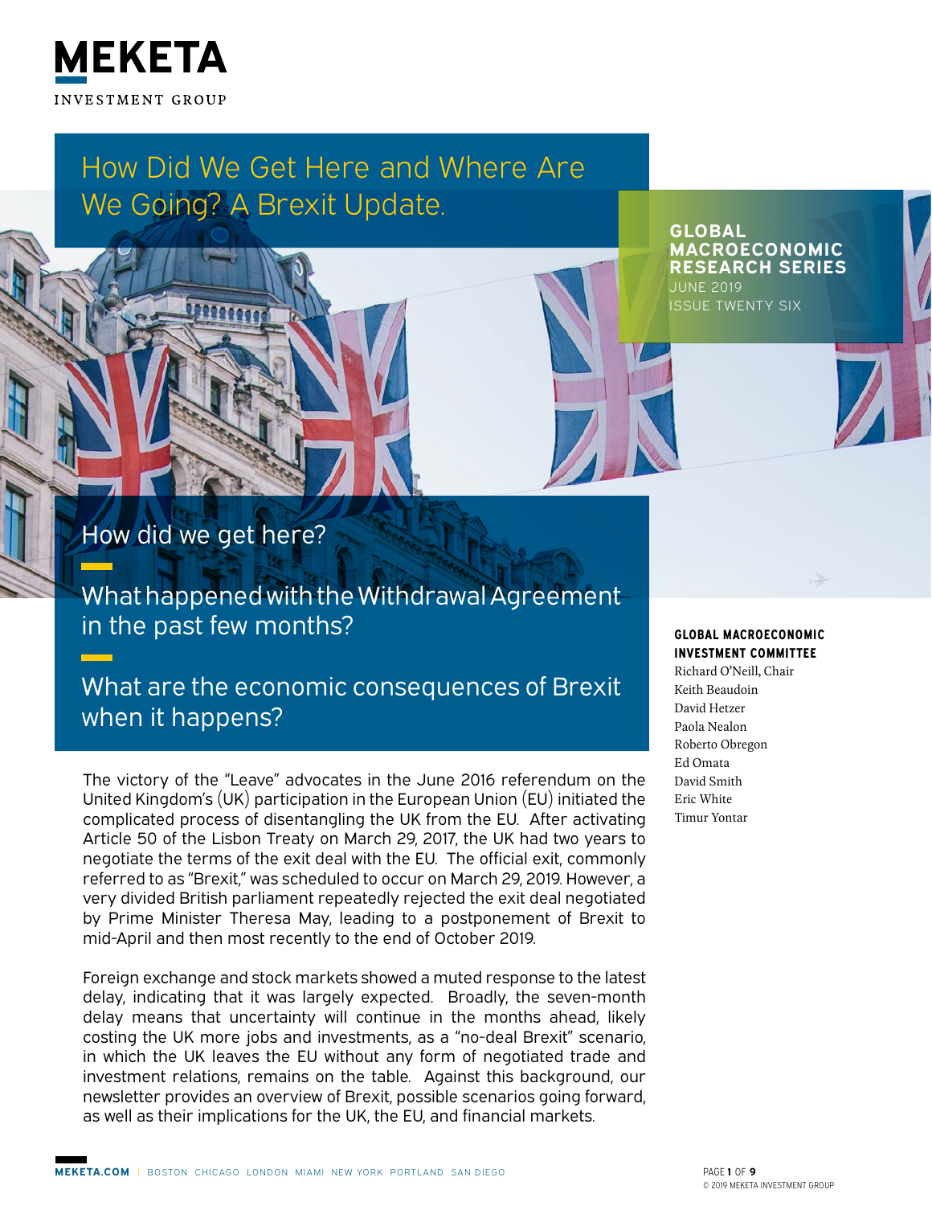MEKETA INVESTMENT GROUP

# How Did We Get Here and Where Are We Going? A Brexit Update.

**GLOBAL MACROECONOMIC RESEARCH SERIES**
JUNE 2019
ISSUE TWENTY SIX

## How did we get here?

## What happened with the Withdrawal Agreement in the past few months?

## What are the economic consequences of Brexit when it happens?

**GLOBAL MACROECONOMIC INVESTMENT COMMITTEE**
Richard O'Neill, Chair
Keith Beaudoin
David Hetzer
Paola Nealon
Roberto Obregon
Ed Omata
David Smith
Eric White
Timur Yontar

The victory of the "Leave" advocates in the June 2016 referendum on the United Kingdom's (UK) participation in the European Union (EU) initiated the complicated process of disentangling the UK from the EU. After activating Article 50 of the Lisbon Treaty on March 29, 2017, the UK had two years to negotiate the terms of the exit deal with the EU. The official exit, commonly referred to as "Brexit," was scheduled to occur on March 29, 2019. However, a very divided British parliament repeatedly rejected the exit deal negotiated by Prime Minister Theresa May, leading to a postponement of Brexit to mid-April and then most recently to the end of October 2019.

Foreign exchange and stock markets showed a muted response to the latest delay, indicating that it was largely expected. Broadly, the seven-month delay means that uncertainty will continue in the months ahead, likely costing the UK more jobs and investments, as a "no-deal Brexit" scenario, in which the UK leaves the EU without any form of negotiated trade and investment relations, remains on the table. Against this background, our newsletter provides an overview of Brexit, possible scenarios going forward, as well as their implications for the UK, the EU, and financial markets.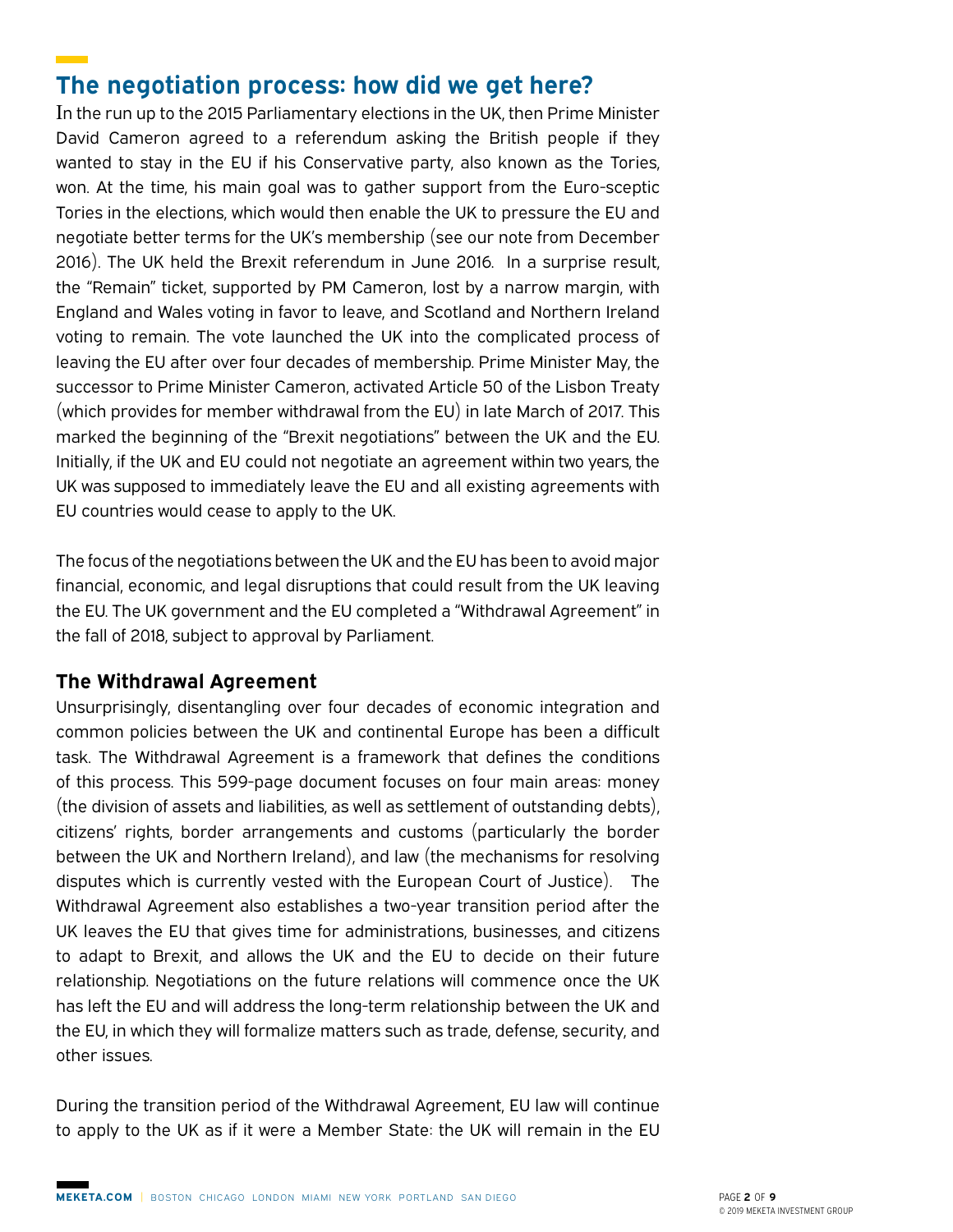## The negotiation process: how did we get here?

In the run up to the 2015 Parliamentary elections in the UK, then Prime Minister David Cameron agreed to a referendum asking the British people if they wanted to stay in the EU if his Conservative party, also known as the Tories, won. At the time, his main goal was to gather support from the Euro-sceptic Tories in the elections, which would then enable the UK to pressure the EU and negotiate better terms for the UK's membership (see our note from December 2016). The UK held the Brexit referendum in June 2016. In a surprise result, the "Remain" ticket, supported by PM Cameron, lost by a narrow margin, with England and Wales voting in favor to leave, and Scotland and Northern Ireland voting to remain. The vote launched the UK into the complicated process of leaving the EU after over four decades of membership. Prime Minister May, the successor to Prime Minister Cameron, activated Article 50 of the Lisbon Treaty (which provides for member withdrawal from the EU) in late March of 2017. This marked the beginning of the "Brexit negotiations" between the UK and the EU. Initially, if the UK and EU could not negotiate an agreement within two years, the UK was supposed to immediately leave the EU and all existing agreements with EU countries would cease to apply to the UK.

The focus of the negotiations between the UK and the EU has been to avoid major financial, economic, and legal disruptions that could result from the UK leaving the EU. The UK government and the EU completed a "Withdrawal Agreement" in the fall of 2018, subject to approval by Parliament.

### The Withdrawal Agreement

Unsurprisingly, disentangling over four decades of economic integration and common policies between the UK and continental Europe has been a difficult task. The Withdrawal Agreement is a framework that defines the conditions of this process. This 599-page document focuses on four main areas: money (the division of assets and liabilities, as well as settlement of outstanding debts), citizens' rights, border arrangements and customs (particularly the border between the UK and Northern Ireland), and law (the mechanisms for resolving disputes which is currently vested with the European Court of Justice). The Withdrawal Agreement also establishes a two-year transition period after the UK leaves the EU that gives time for administrations, businesses, and citizens to adapt to Brexit, and allows the UK and the EU to decide on their future relationship. Negotiations on the future relations will commence once the UK has left the EU and will address the long-term relationship between the UK and the EU, in which they will formalize matters such as trade, defense, security, and other issues.

During the transition period of the Withdrawal Agreement, EU law will continue to apply to the UK as if it were a Member State: the UK will remain in the EU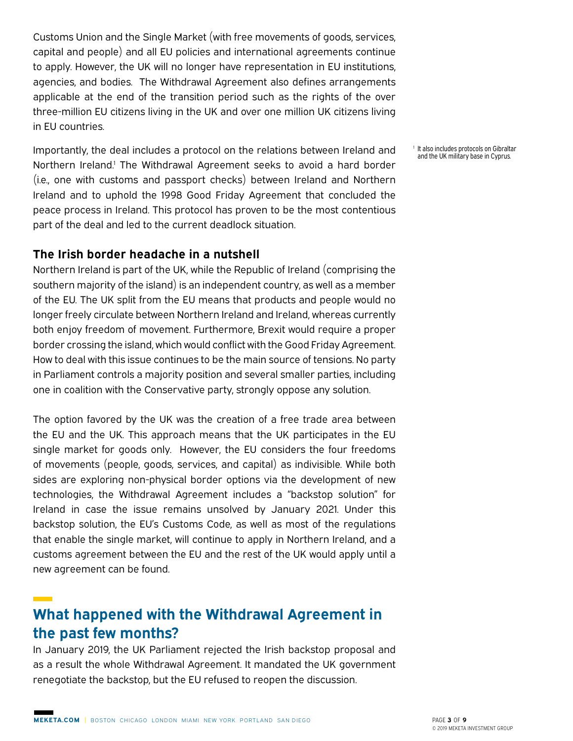Customs Union and the Single Market (with free movements of goods, services, capital and people) and all EU policies and international agreements continue to apply. However, the UK will no longer have representation in EU institutions, agencies, and bodies. The Withdrawal Agreement also defines arrangements applicable at the end of the transition period such as the rights of the over three-million EU citizens living in the UK and over one million UK citizens living in EU countries.

Importantly, the deal includes a protocol on the relations between Ireland and Northern Ireland.[1] The Withdrawal Agreement seeks to avoid a hard border (i.e., one with customs and passport checks) between Ireland and Northern Ireland and to uphold the 1998 Good Friday Agreement that concluded the peace process in Ireland. This protocol has proven to be the most contentious part of the deal and led to the current deadlock situation.

[1] It also includes protocols on Gibraltar and the UK military base in Cyprus.

### The Irish border headache in a nutshell

Northern Ireland is part of the UK, while the Republic of Ireland (comprising the southern majority of the island) is an independent country, as well as a member of the EU. The UK split from the EU means that products and people would no longer freely circulate between Northern Ireland and Ireland, whereas currently both enjoy freedom of movement. Furthermore, Brexit would require a proper border crossing the island, which would conflict with the Good Friday Agreement. How to deal with this issue continues to be the main source of tensions. No party in Parliament controls a majority position and several smaller parties, including one in coalition with the Conservative party, strongly oppose any solution.

The option favored by the UK was the creation of a free trade area between the EU and the UK. This approach means that the UK participates in the EU single market for goods only. However, the EU considers the four freedoms of movements (people, goods, services, and capital) as indivisible. While both sides are exploring non-physical border options via the development of new technologies, the Withdrawal Agreement includes a "backstop solution" for Ireland in case the issue remains unsolved by January 2021. Under this backstop solution, the EU's Customs Code, as well as most of the regulations that enable the single market, will continue to apply in Northern Ireland, and a customs agreement between the EU and the rest of the UK would apply until a new agreement can be found.

## What happened with the Withdrawal Agreement in the past few months?

In January 2019, the UK Parliament rejected the Irish backstop proposal and as a result the whole Withdrawal Agreement. It mandated the UK government renegotiate the backstop, but the EU refused to reopen the discussion.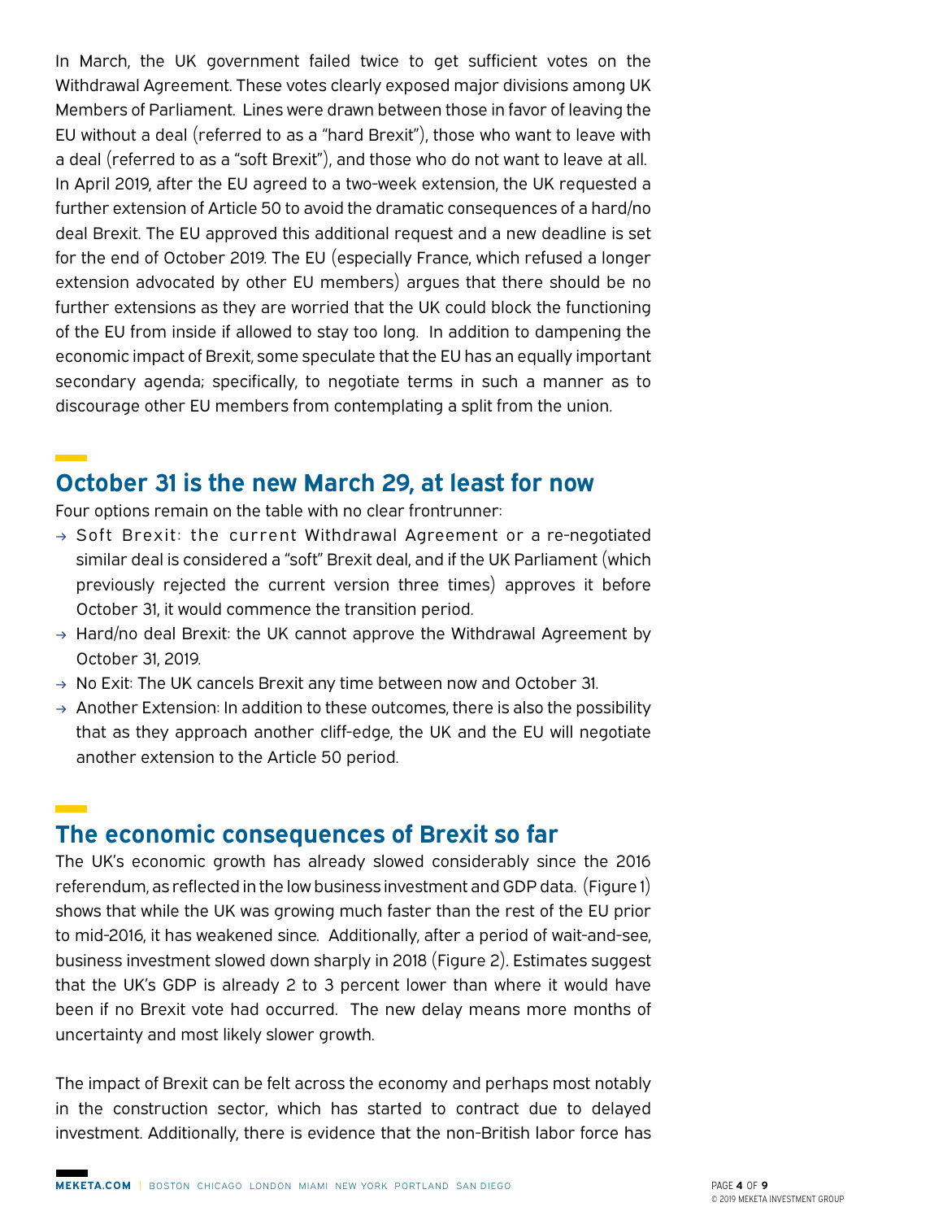In March, the UK government failed twice to get sufficient votes on the Withdrawal Agreement. These votes clearly exposed major divisions among UK Members of Parliament. Lines were drawn between those in favor of leaving the EU without a deal (referred to as a "hard Brexit"), those who want to leave with a deal (referred to as a "soft Brexit"), and those who do not want to leave at all. In April 2019, after the EU agreed to a two-week extension, the UK requested a further extension of Article 50 to avoid the dramatic consequences of a hard/no deal Brexit. The EU approved this additional request and a new deadline is set for the end of October 2019. The EU (especially France, which refused a longer extension advocated by other EU members) argues that there should be no further extensions as they are worried that the UK could block the functioning of the EU from inside if allowed to stay too long. In addition to dampening the economic impact of Brexit, some speculate that the EU has an equally important secondary agenda; specifically, to negotiate terms in such a manner as to discourage other EU members from contemplating a split from the union.

## October 31 is the new March 29, at least for now

Four options remain on the table with no clear frontrunner:

- Soft Brexit: the current Withdrawal Agreement or a re-negotiated similar deal is considered a "soft" Brexit deal, and if the UK Parliament (which previously rejected the current version three times) approves it before October 31, it would commence the transition period.
- Hard/no deal Brexit: the UK cannot approve the Withdrawal Agreement by October 31, 2019.
- No Exit: The UK cancels Brexit any time between now and October 31.
- Another Extension: In addition to these outcomes, there is also the possibility that as they approach another cliff-edge, the UK and the EU will negotiate another extension to the Article 50 period.

## The economic consequences of Brexit so far

The UK's economic growth has already slowed considerably since the 2016 referendum, as reflected in the low business investment and GDP data. (Figure 1) shows that while the UK was growing much faster than the rest of the EU prior to mid-2016, it has weakened since. Additionally, after a period of wait-and-see, business investment slowed down sharply in 2018 (Figure 2). Estimates suggest that the UK's GDP is already 2 to 3 percent lower than where it would have been if no Brexit vote had occurred. The new delay means more months of uncertainty and most likely slower growth.

The impact of Brexit can be felt across the economy and perhaps most notably in the construction sector, which has started to contract due to delayed investment. Additionally, there is evidence that the non-British labor force has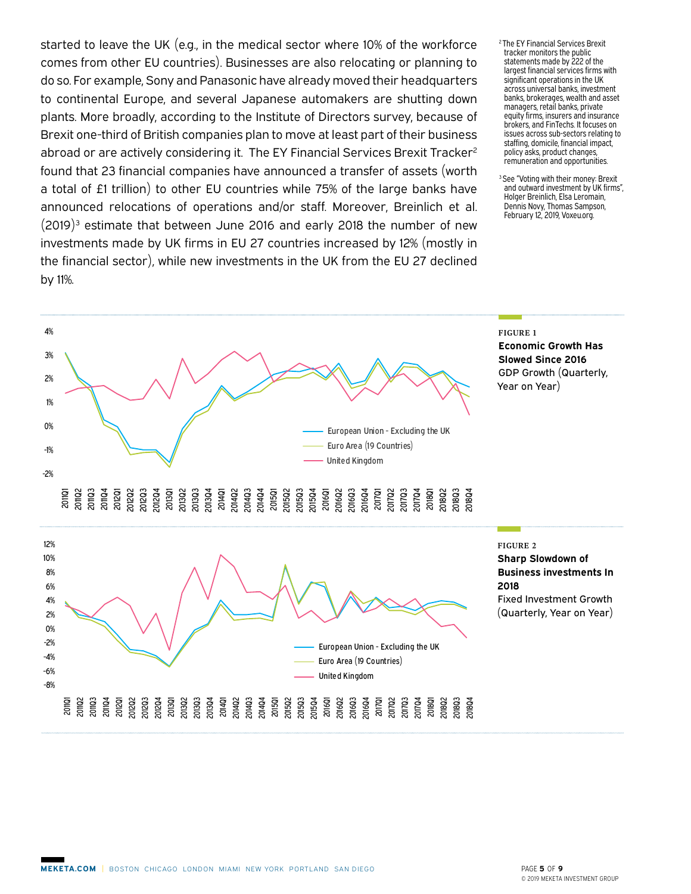started to leave the UK (e.g., in the medical sector where 10% of the workforce comes from other EU countries). Businesses are also relocating or planning to do so. For example, Sony and Panasonic have already moved their headquarters to continental Europe, and several Japanese automakers are shutting down plants. More broadly, according to the Institute of Directors survey, because of Brexit one-third of British companies plan to move at least part of their business abroad or are actively considering it. The EY Financial Services Brexit Tracker[2] found that 23 financial companies have announced a transfer of assets (worth a total of £1 trillion) to other EU countries while 75% of the large banks have announced relocations of operations and/or staff. Moreover, Breinlich et al. (2019)[3] estimate that between June 2016 and early 2018 the number of new investments made by UK firms in EU 27 countries increased by 12% (mostly in the financial sector), while new investments in the UK from the EU 27 declined by 11%.

[2] The EY Financial Services Brexit tracker monitors the public statements made by 222 of the largest financial services firms with significant operations in the UK across universal banks, investment banks, brokerages, wealth and asset managers, private equity firms, insurers and insurance brokers, and FinTechs. It focuses on issues across sub-sectors relating to staffing, domicile, financial impact, policy asks, product changes, remuneration and opportunities.

[3] See "Voting with their money: Brexit and outward investment by UK firms", Holger Breinlich, Elsa Leromain, Dennis Novy, Thomas Sampson, February 12, 2019, Voxeu.org.

FIGURE 1

**Economic Growth Has Slowed Since 2016**

GDP Growth (Quarterly, Year on Year)

FIGURE 2

**Sharp Slowdown of Business investments In 2018**

Fixed Investment Growth (Quarterly, Year on Year)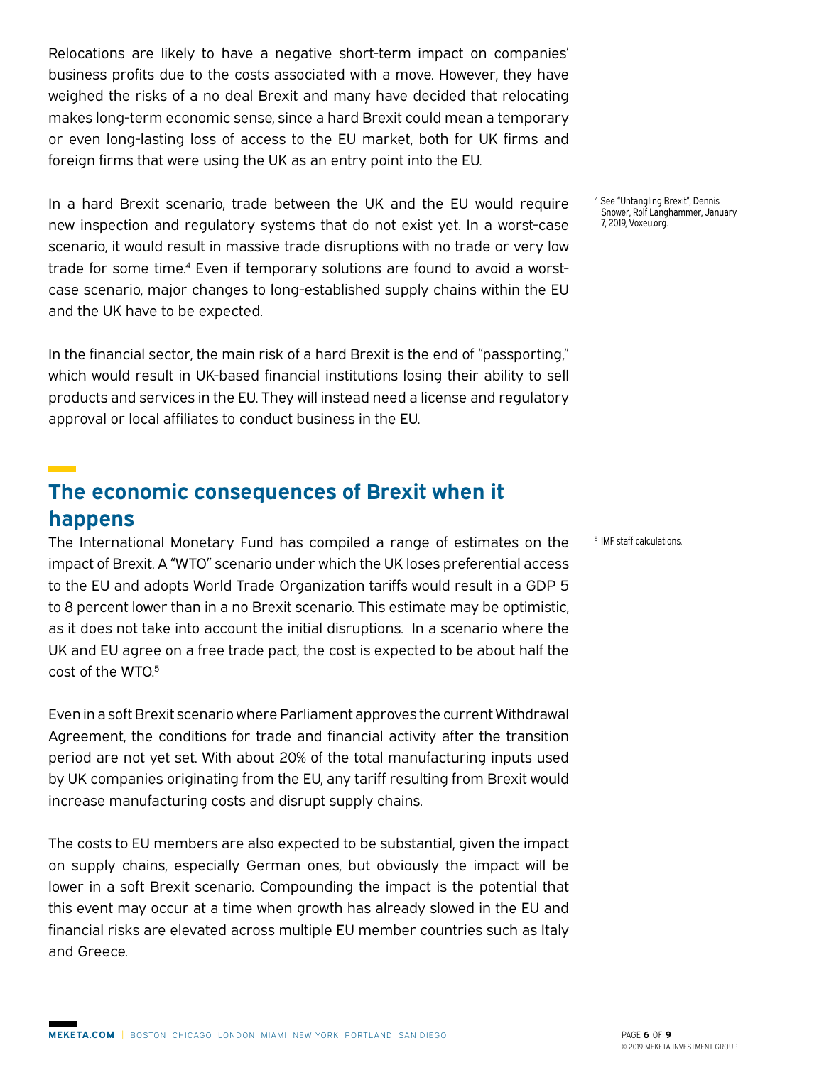Relocations are likely to have a negative short-term impact on companies' business profits due to the costs associated with a move. However, they have weighed the risks of a no deal Brexit and many have decided that relocating makes long-term economic sense, since a hard Brexit could mean a temporary or even long-lasting loss of access to the EU market, both for UK firms and foreign firms that were using the UK as an entry point into the EU.

In a hard Brexit scenario, trade between the UK and the EU would require new inspection and regulatory systems that do not exist yet. In a worst-case scenario, it would result in massive trade disruptions with no trade or very low trade for some time.[4] Even if temporary solutions are found to avoid a worst-case scenario, major changes to long-established supply chains within the EU and the UK have to be expected.

[4] See "Untangling Brexit", Dennis Snower, Rolf Langhammer, January 7, 2019, Voxeu.org.

In the financial sector, the main risk of a hard Brexit is the end of "passporting," which would result in UK-based financial institutions losing their ability to sell products and services in the EU. They will instead need a license and regulatory approval or local affiliates to conduct business in the EU.

## The economic consequences of Brexit when it happens

The International Monetary Fund has compiled a range of estimates on the impact of Brexit. A "WTO" scenario under which the UK loses preferential access to the EU and adopts World Trade Organization tariffs would result in a GDP 5 to 8 percent lower than in a no Brexit scenario. This estimate may be optimistic, as it does not take into account the initial disruptions. In a scenario where the UK and EU agree on a free trade pact, the cost is expected to be about half the cost of the WTO.[5]

[5] IMF staff calculations.

Even in a soft Brexit scenario where Parliament approves the current Withdrawal Agreement, the conditions for trade and financial activity after the transition period are not yet set. With about 20% of the total manufacturing inputs used by UK companies originating from the EU, any tariff resulting from Brexit would increase manufacturing costs and disrupt supply chains.

The costs to EU members are also expected to be substantial, given the impact on supply chains, especially German ones, but obviously the impact will be lower in a soft Brexit scenario. Compounding the impact is the potential that this event may occur at a time when growth has already slowed in the EU and financial risks are elevated across multiple EU member countries such as Italy and Greece.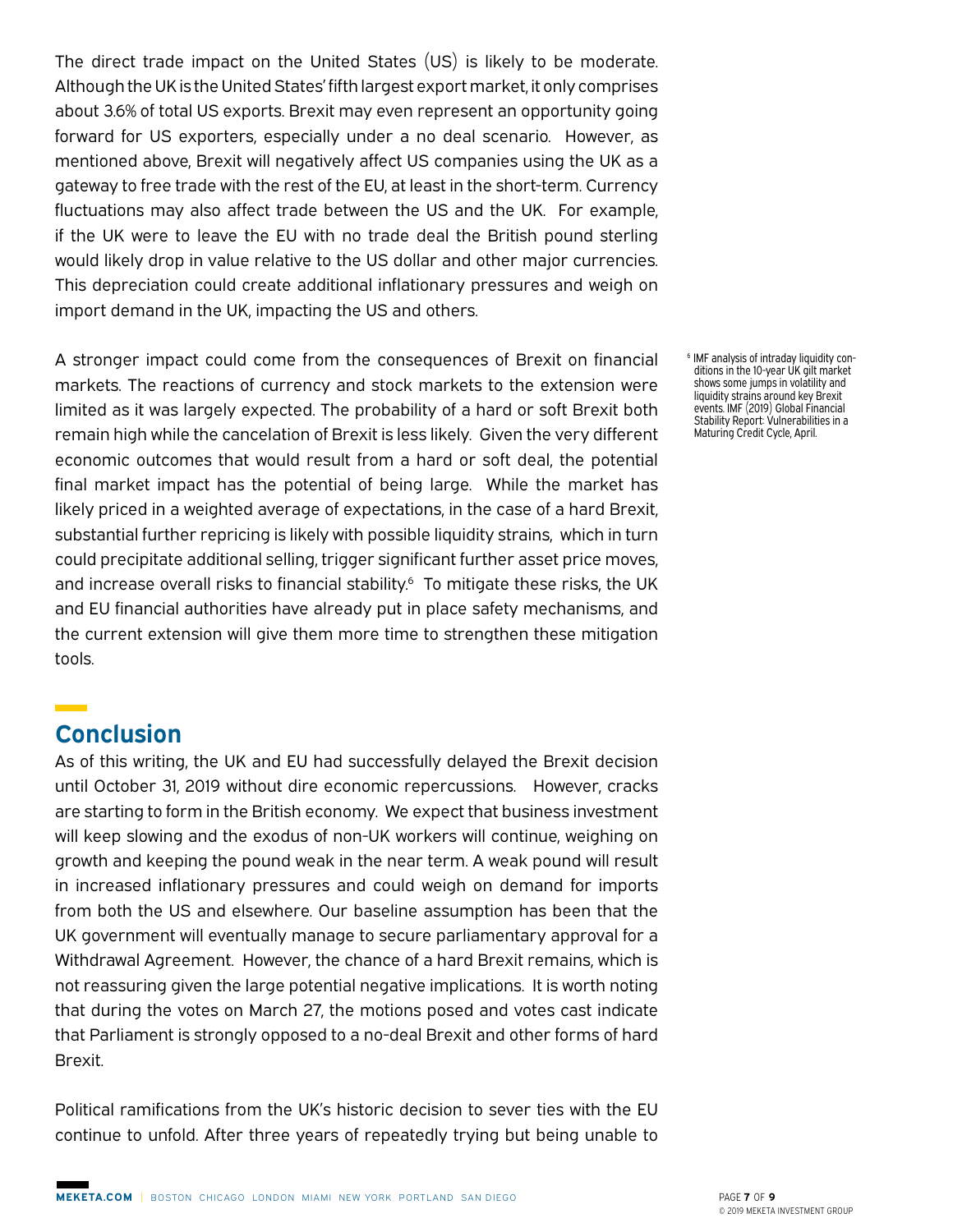The direct trade impact on the United States (US) is likely to be moderate. Although the UK is the United States' fifth largest export market, it only comprises about 3.6% of total US exports. Brexit may even represent an opportunity going forward for US exporters, especially under a no deal scenario. However, as mentioned above, Brexit will negatively affect US companies using the UK as a gateway to free trade with the rest of the EU, at least in the short-term. Currency fluctuations may also affect trade between the US and the UK. For example, if the UK were to leave the EU with no trade deal the British pound sterling would likely drop in value relative to the US dollar and other major currencies. This depreciation could create additional inflationary pressures and weigh on import demand in the UK, impacting the US and others.

A stronger impact could come from the consequences of Brexit on financial markets. The reactions of currency and stock markets to the extension were limited as it was largely expected. The probability of a hard or soft Brexit both remain high while the cancelation of Brexit is less likely. Given the very different economic outcomes that would result from a hard or soft deal, the potential final market impact has the potential of being large. While the market has likely priced in a weighted average of expectations, in the case of a hard Brexit, substantial further repricing is likely with possible liquidity strains, which in turn could precipitate additional selling, trigger significant further asset price moves, and increase overall risks to financial stability.[6] To mitigate these risks, the UK and EU financial authorities have already put in place safety mechanisms, and the current extension will give them more time to strengthen these mitigation tools.

[6] IMF analysis of intraday liquidity conditions in the 10-year UK gilt market shows some jumps in volatility and liquidity strains around key Brexit events. IMF (2019) Global Financial Stability Report: Vulnerabilities in a Maturing Credit Cycle, April.

## Conclusion

As of this writing, the UK and EU had successfully delayed the Brexit decision until October 31, 2019 without dire economic repercussions. However, cracks are starting to form in the British economy. We expect that business investment will keep slowing and the exodus of non-UK workers will continue, weighing on growth and keeping the pound weak in the near term. A weak pound will result in increased inflationary pressures and could weigh on demand for imports from both the US and elsewhere. Our baseline assumption has been that the UK government will eventually manage to secure parliamentary approval for a Withdrawal Agreement. However, the chance of a hard Brexit remains, which is not reassuring given the large potential negative implications. It is worth noting that during the votes on March 27, the motions posed and votes cast indicate that Parliament is strongly opposed to a no-deal Brexit and other forms of hard Brexit.

Political ramifications from the UK's historic decision to sever ties with the EU continue to unfold. After three years of repeatedly trying but being unable to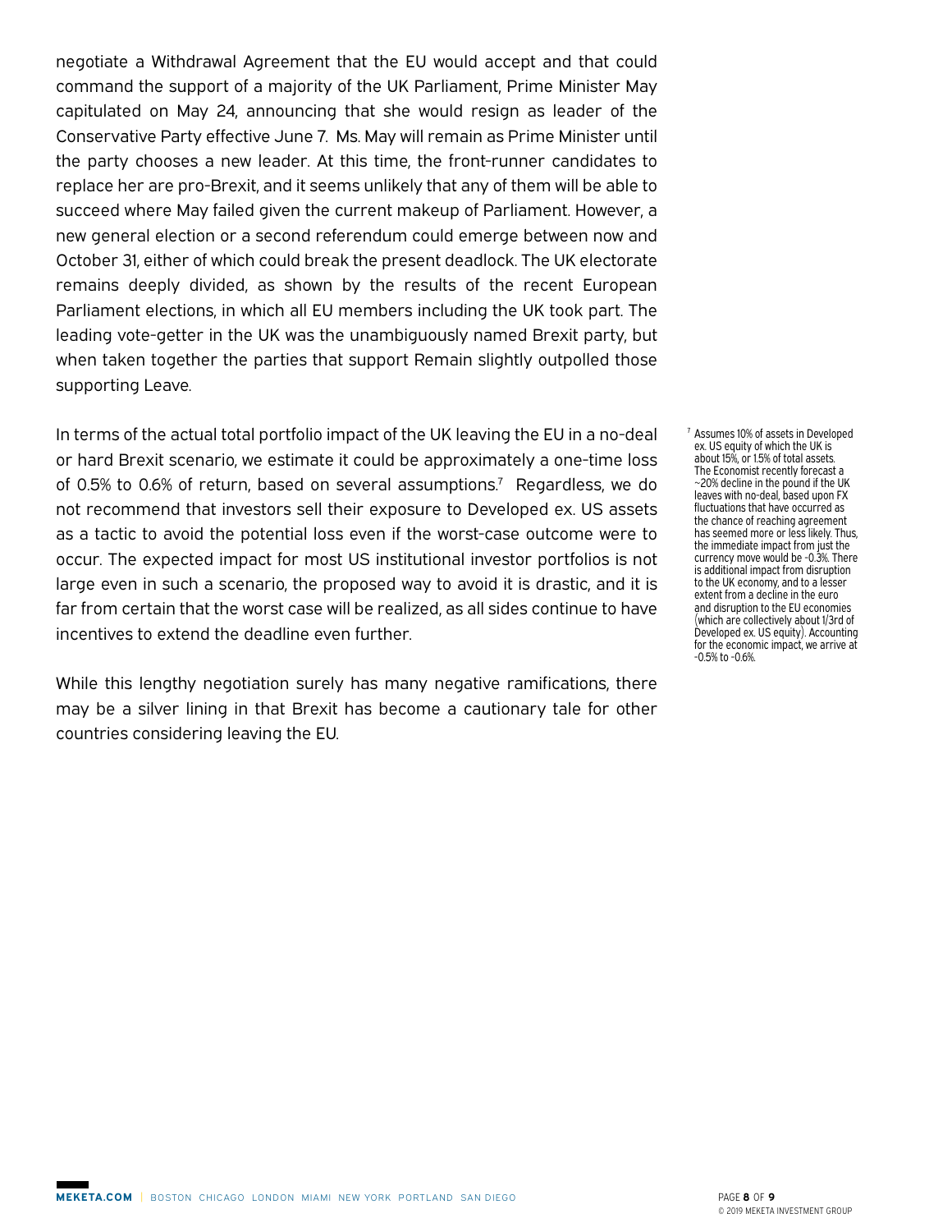negotiate a Withdrawal Agreement that the EU would accept and that could command the support of a majority of the UK Parliament, Prime Minister May capitulated on May 24, announcing that she would resign as leader of the Conservative Party effective June 7. Ms. May will remain as Prime Minister until the party chooses a new leader. At this time, the front-runner candidates to replace her are pro-Brexit, and it seems unlikely that any of them will be able to succeed where May failed given the current makeup of Parliament. However, a new general election or a second referendum could emerge between now and October 31, either of which could break the present deadlock. The UK electorate remains deeply divided, as shown by the results of the recent European Parliament elections, in which all EU members including the UK took part. The leading vote-getter in the UK was the unambiguously named Brexit party, but when taken together the parties that support Remain slightly outpolled those supporting Leave.

In terms of the actual total portfolio impact of the UK leaving the EU in a no-deal or hard Brexit scenario, we estimate it could be approximately a one-time loss of 0.5% to 0.6% of return, based on several assumptions.[7] Regardless, we do not recommend that investors sell their exposure to Developed ex. US assets as a tactic to avoid the potential loss even if the worst-case outcome were to occur. The expected impact for most US institutional investor portfolios is not large even in such a scenario, the proposed way to avoid it is drastic, and it is far from certain that the worst case will be realized, as all sides continue to have incentives to extend the deadline even further.

While this lengthy negotiation surely has many negative ramifications, there may be a silver lining in that Brexit has become a cautionary tale for other countries considering leaving the EU.

[7] Assumes 10% of assets in Developed ex. US equity of which the UK is about 15%, or 1.5% of total assets. The Economist recently forecast a ~20% decline in the pound if the UK leaves with no-deal, based upon FX fluctuations that have occurred as the chance of reaching agreement has seemed more or less likely. Thus, the immediate impact from just the currency move would be -0.3%. There is additional impact from disruption to the UK economy, and to a lesser extent from a decline in the euro and disruption to the EU economies (which are collectively about 1/3rd of Developed ex. US equity). Accounting for the economic impact, we arrive at -0.5% to -0.6%.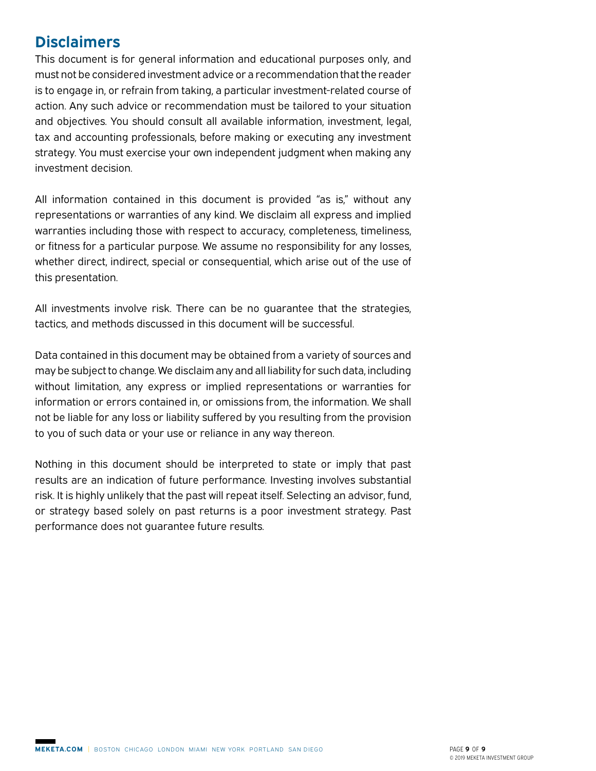## Disclaimers

This document is for general information and educational purposes only, and must not be considered investment advice or a recommendation that the reader is to engage in, or refrain from taking, a particular investment-related course of action. Any such advice or recommendation must be tailored to your situation and objectives. You should consult all available information, investment, legal, tax and accounting professionals, before making or executing any investment strategy. You must exercise your own independent judgment when making any investment decision.

All information contained in this document is provided "as is," without any representations or warranties of any kind. We disclaim all express and implied warranties including those with respect to accuracy, completeness, timeliness, or fitness for a particular purpose. We assume no responsibility for any losses, whether direct, indirect, special or consequential, which arise out of the use of this presentation.

All investments involve risk. There can be no guarantee that the strategies, tactics, and methods discussed in this document will be successful.

Data contained in this document may be obtained from a variety of sources and may be subject to change. We disclaim any and all liability for such data, including without limitation, any express or implied representations or warranties for information or errors contained in, or omissions from, the information. We shall not be liable for any loss or liability suffered by you resulting from the provision to you of such data or your use or reliance in any way thereon.

Nothing in this document should be interpreted to state or imply that past results are an indication of future performance. Investing involves substantial risk. It is highly unlikely that the past will repeat itself. Selecting an advisor, fund, or strategy based solely on past returns is a poor investment strategy. Past performance does not guarantee future results.